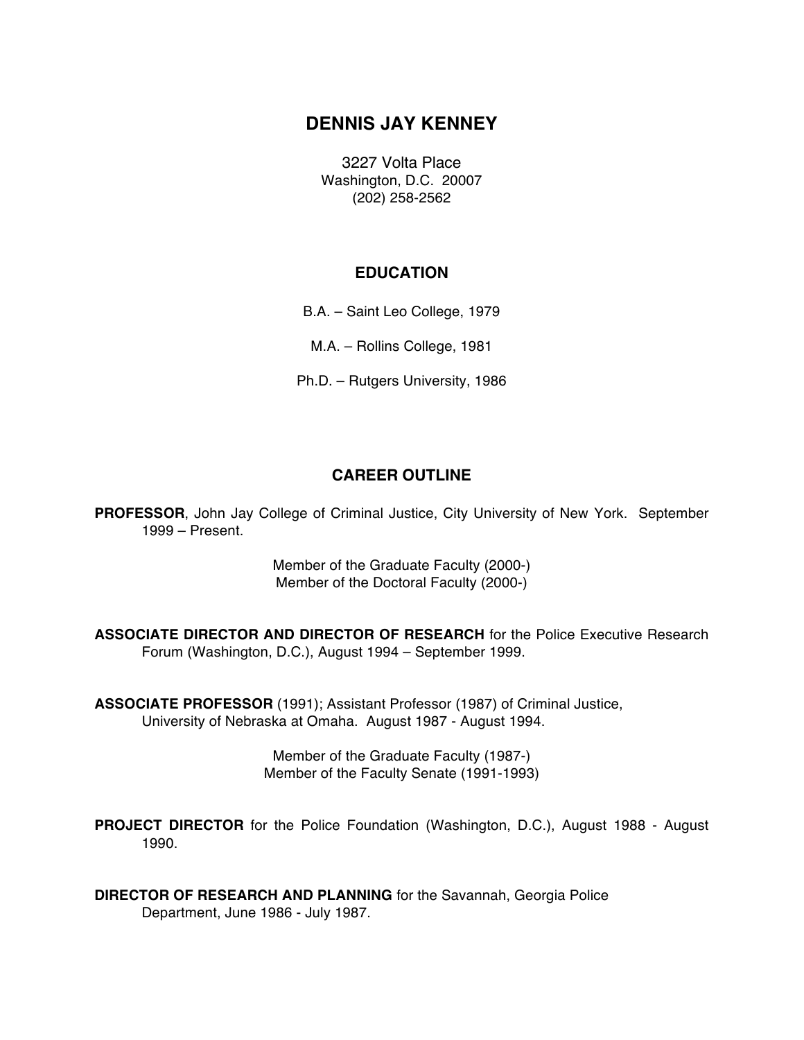# DENNIS JAY KENNEY

3227 Volta Place
Washington, D.C. 20007
(202) 258-2562

## EDUCATION

B.A. – Saint Leo College, 1979

M.A. – Rollins College, 1981

Ph.D. – Rutgers University, 1986

## CAREER OUTLINE

**PROFESSOR**, John Jay College of Criminal Justice, City University of New York. September 1999 – Present.

Member of the Graduate Faculty (2000-)
Member of the Doctoral Faculty (2000-)

**ASSOCIATE DIRECTOR AND DIRECTOR OF RESEARCH** for the Police Executive Research Forum (Washington, D.C.), August 1994 – September 1999.

**ASSOCIATE PROFESSOR** (1991); Assistant Professor (1987) of Criminal Justice, University of Nebraska at Omaha. August 1987 - August 1994.

Member of the Graduate Faculty (1987-)
Member of the Faculty Senate (1991-1993)

**PROJECT DIRECTOR** for the Police Foundation (Washington, D.C.), August 1988 - August 1990.

**DIRECTOR OF RESEARCH AND PLANNING** for the Savannah, Georgia Police Department, June 1986 - July 1987.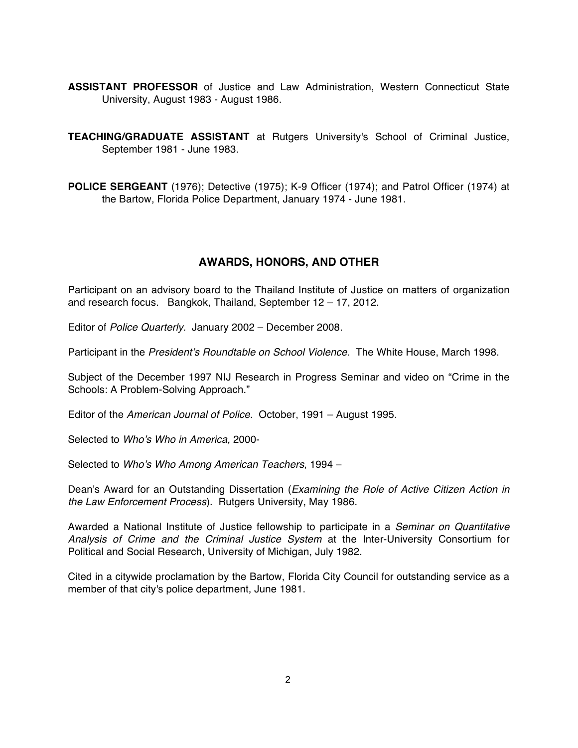**ASSISTANT PROFESSOR** of Justice and Law Administration, Western Connecticut State University, August 1983 - August 1986.

**TEACHING/GRADUATE ASSISTANT** at Rutgers University's School of Criminal Justice, September 1981 - June 1983.

**POLICE SERGEANT** (1976); Detective (1975); K-9 Officer (1974); and Patrol Officer (1974) at the Bartow, Florida Police Department, January 1974 - June 1981.

## AWARDS, HONORS, AND OTHER

Participant on an advisory board to the Thailand Institute of Justice on matters of organization and research focus. Bangkok, Thailand, September 12 – 17, 2012.

Editor of *Police Quarterly*. January 2002 – December 2008.

Participant in the *President's Roundtable on School Violence*. The White House, March 1998.

Subject of the December 1997 NIJ Research in Progress Seminar and video on "Crime in the Schools: A Problem-Solving Approach."

Editor of the *American Journal of Police.* October, 1991 – August 1995.

Selected to *Who's Who in America,* 2000-

Selected to *Who's Who Among American Teachers*, 1994 –

Dean's Award for an Outstanding Dissertation (*Examining the Role of Active Citizen Action in the Law Enforcement Process*). Rutgers University, May 1986.

Awarded a National Institute of Justice fellowship to participate in a *Seminar on Quantitative Analysis of Crime and the Criminal Justice System* at the Inter-University Consortium for Political and Social Research, University of Michigan, July 1982.

Cited in a citywide proclamation by the Bartow, Florida City Council for outstanding service as a member of that city's police department, June 1981.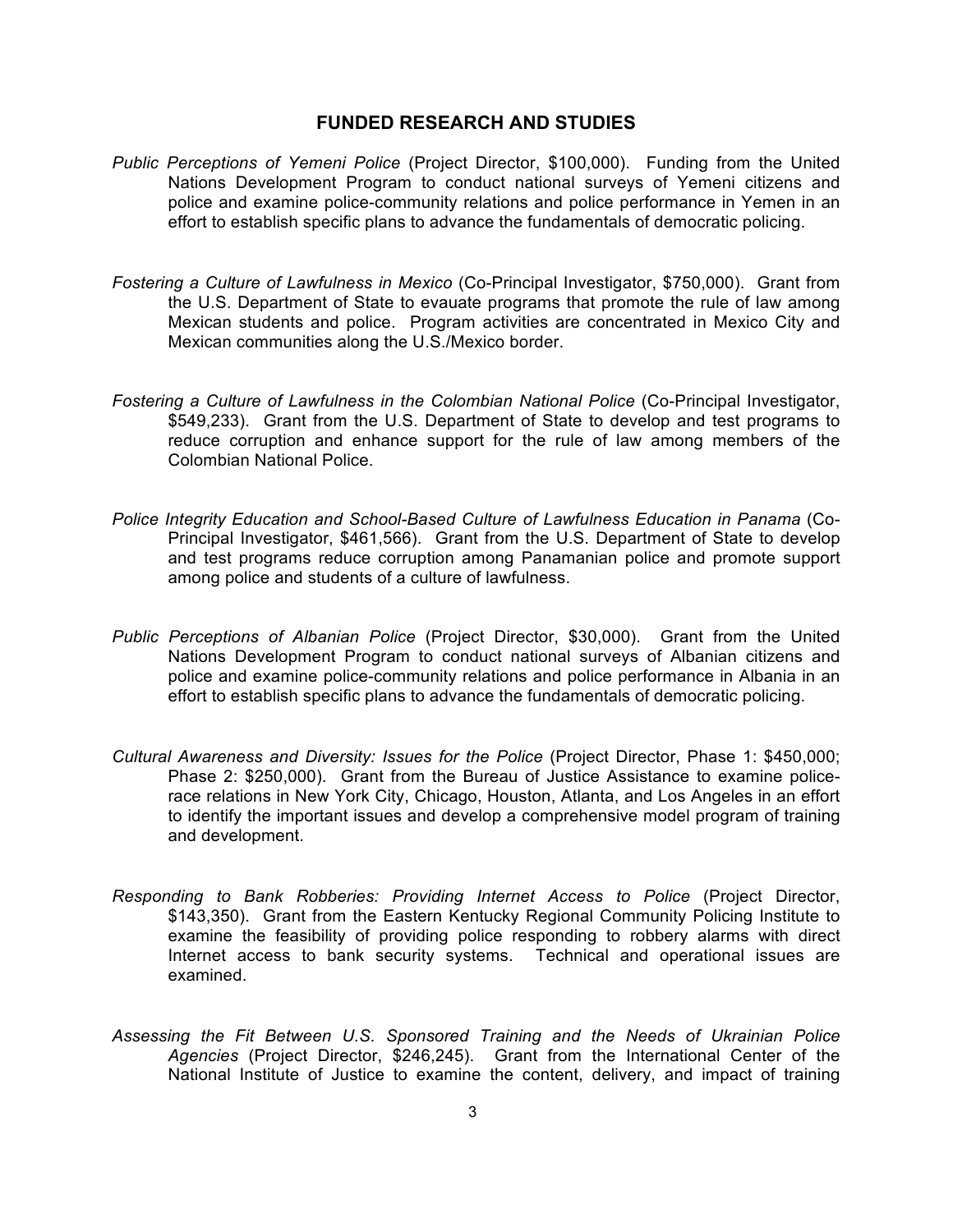## FUNDED RESEARCH AND STUDIES

*Public Perceptions of Yemeni Police* (Project Director, $100,000). Funding from the United Nations Development Program to conduct national surveys of Yemeni citizens and police and examine police-community relations and police performance in Yemen in an effort to establish specific plans to advance the fundamentals of democratic policing.

*Fostering a Culture of Lawfulness in Mexico* (Co-Principal Investigator, $750,000). Grant from the U.S. Department of State to evauate programs that promote the rule of law among Mexican students and police. Program activities are concentrated in Mexico City and Mexican communities along the U.S./Mexico border.

*Fostering a Culture of Lawfulness in the Colombian National Police* (Co-Principal Investigator, $549,233). Grant from the U.S. Department of State to develop and test programs to reduce corruption and enhance support for the rule of law among members of the Colombian National Police.

*Police Integrity Education and School-Based Culture of Lawfulness Education in Panama* (Co-Principal Investigator, $461,566). Grant from the U.S. Department of State to develop and test programs reduce corruption among Panamanian police and promote support among police and students of a culture of lawfulness.

*Public Perceptions of Albanian Police* (Project Director, $30,000). Grant from the United Nations Development Program to conduct national surveys of Albanian citizens and police and examine police-community relations and police performance in Albania in an effort to establish specific plans to advance the fundamentals of democratic policing.

*Cultural Awareness and Diversity: Issues for the Police* (Project Director, Phase 1: $450,000; Phase 2: $250,000). Grant from the Bureau of Justice Assistance to examine police-race relations in New York City, Chicago, Houston, Atlanta, and Los Angeles in an effort to identify the important issues and develop a comprehensive model program of training and development.

*Responding to Bank Robberies: Providing Internet Access to Police* (Project Director, $143,350). Grant from the Eastern Kentucky Regional Community Policing Institute to examine the feasibility of providing police responding to robbery alarms with direct Internet access to bank security systems. Technical and operational issues are examined.

*Assessing the Fit Between U.S. Sponsored Training and the Needs of Ukrainian Police Agencies* (Project Director, $246,245). Grant from the International Center of the National Institute of Justice to examine the content, delivery, and impact of training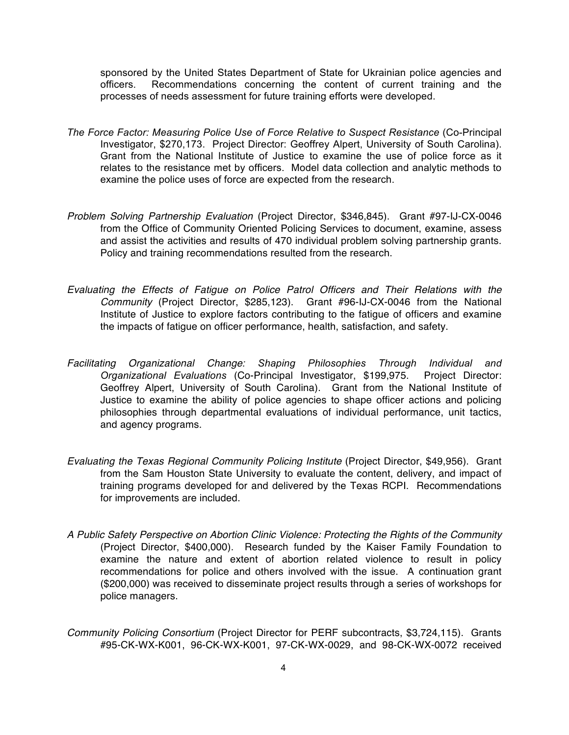sponsored by the United States Department of State for Ukrainian police agencies and officers. Recommendations concerning the content of current training and the processes of needs assessment for future training efforts were developed.

*The Force Factor: Measuring Police Use of Force Relative to Suspect Resistance* (Co-Principal Investigator, $270,173. Project Director: Geoffrey Alpert, University of South Carolina). Grant from the National Institute of Justice to examine the use of police force as it relates to the resistance met by officers. Model data collection and analytic methods to examine the police uses of force are expected from the research.

*Problem Solving Partnership Evaluation* (Project Director, $346,845). Grant #97-IJ-CX-0046 from the Office of Community Oriented Policing Services to document, examine, assess and assist the activities and results of 470 individual problem solving partnership grants. Policy and training recommendations resulted from the research.

*Evaluating the Effects of Fatigue on Police Patrol Officers and Their Relations with the Community* (Project Director, $285,123). Grant #96-IJ-CX-0046 from the National Institute of Justice to explore factors contributing to the fatigue of officers and examine the impacts of fatigue on officer performance, health, satisfaction, and safety.

*Facilitating Organizational Change: Shaping Philosophies Through Individual and Organizational Evaluations* (Co-Principal Investigator, $199,975. Project Director: Geoffrey Alpert, University of South Carolina). Grant from the National Institute of Justice to examine the ability of police agencies to shape officer actions and policing philosophies through departmental evaluations of individual performance, unit tactics, and agency programs.

*Evaluating the Texas Regional Community Policing Institute* (Project Director, $49,956). Grant from the Sam Houston State University to evaluate the content, delivery, and impact of training programs developed for and delivered by the Texas RCPI. Recommendations for improvements are included.

*A Public Safety Perspective on Abortion Clinic Violence: Protecting the Rights of the Community* (Project Director, $400,000). Research funded by the Kaiser Family Foundation to examine the nature and extent of abortion related violence to result in policy recommendations for police and others involved with the issue. A continuation grant ($200,000) was received to disseminate project results through a series of workshops for police managers.

*Community Policing Consortium* (Project Director for PERF subcontracts, $3,724,115). Grants #95-CK-WX-K001, 96-CK-WX-K001, 97-CK-WX-0029, and 98-CK-WX-0072 received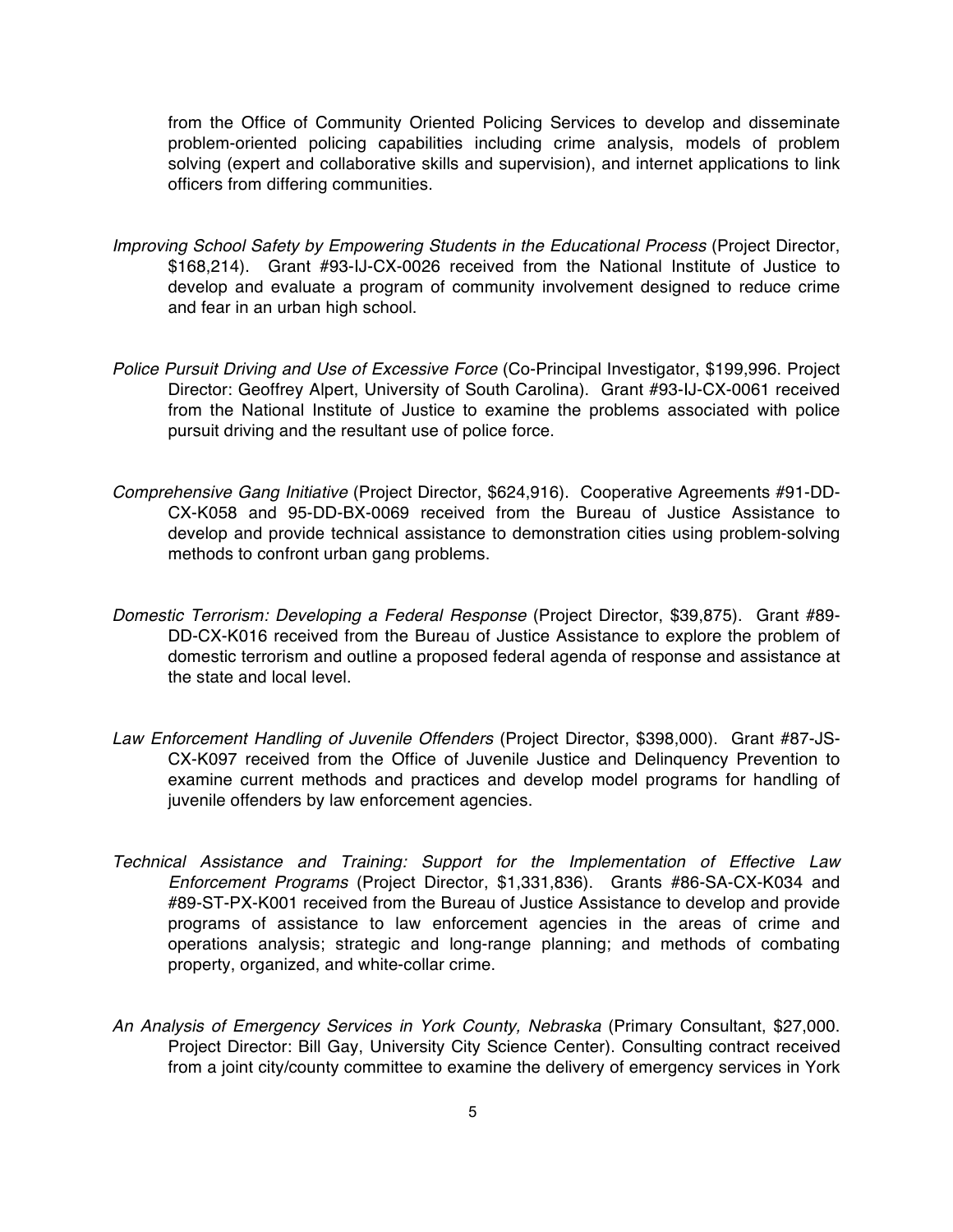from the Office of Community Oriented Policing Services to develop and disseminate problem-oriented policing capabilities including crime analysis, models of problem solving (expert and collaborative skills and supervision), and internet applications to link officers from differing communities.

*Improving School Safety by Empowering Students in the Educational Process* (Project Director, $168,214). Grant #93-IJ-CX-0026 received from the National Institute of Justice to develop and evaluate a program of community involvement designed to reduce crime and fear in an urban high school.

*Police Pursuit Driving and Use of Excessive Force* (Co-Principal Investigator, $199,996. Project Director: Geoffrey Alpert, University of South Carolina). Grant #93-IJ-CX-0061 received from the National Institute of Justice to examine the problems associated with police pursuit driving and the resultant use of police force.

*Comprehensive Gang Initiative* (Project Director, $624,916). Cooperative Agreements #91-DD-CX-K058 and 95-DD-BX-0069 received from the Bureau of Justice Assistance to develop and provide technical assistance to demonstration cities using problem-solving methods to confront urban gang problems.

*Domestic Terrorism: Developing a Federal Response* (Project Director, $39,875). Grant #89-DD-CX-K016 received from the Bureau of Justice Assistance to explore the problem of domestic terrorism and outline a proposed federal agenda of response and assistance at the state and local level.

*Law Enforcement Handling of Juvenile Offenders* (Project Director, $398,000). Grant #87-JS-CX-K097 received from the Office of Juvenile Justice and Delinquency Prevention to examine current methods and practices and develop model programs for handling of juvenile offenders by law enforcement agencies.

*Technical Assistance and Training: Support for the Implementation of Effective Law Enforcement Programs* (Project Director, $1,331,836). Grants #86-SA-CX-K034 and #89-ST-PX-K001 received from the Bureau of Justice Assistance to develop and provide programs of assistance to law enforcement agencies in the areas of crime and operations analysis; strategic and long-range planning; and methods of combating property, organized, and white-collar crime.

*An Analysis of Emergency Services in York County, Nebraska* (Primary Consultant, $27,000. Project Director: Bill Gay, University City Science Center). Consulting contract received from a joint city/county committee to examine the delivery of emergency services in York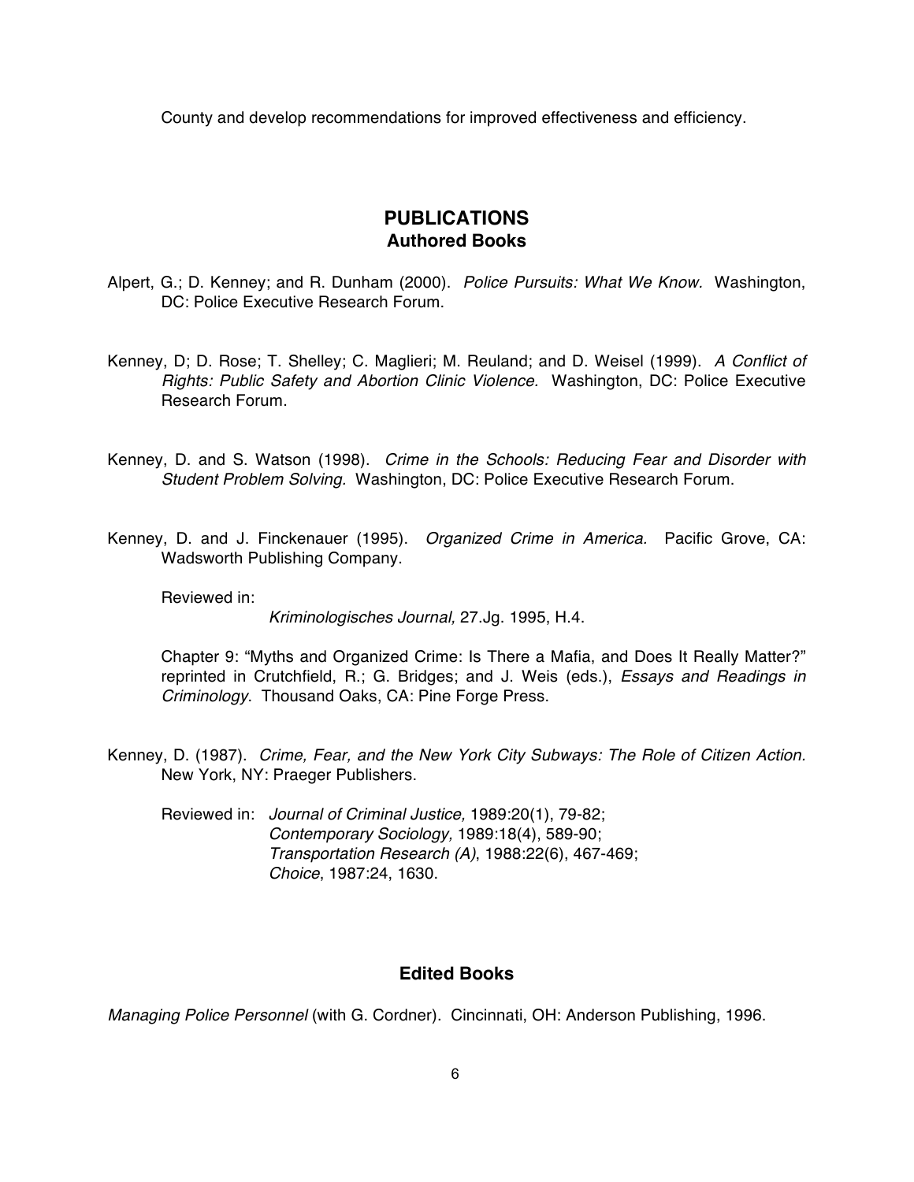County and develop recommendations for improved effectiveness and efficiency.

## PUBLICATIONS

### Authored Books

Alpert, G.; D. Kenney; and R. Dunham (2000). *Police Pursuits: What We Know.* Washington, DC: Police Executive Research Forum.

Kenney, D; D. Rose; T. Shelley; C. Maglieri; M. Reuland; and D. Weisel (1999). *A Conflict of Rights: Public Safety and Abortion Clinic Violence.* Washington, DC: Police Executive Research Forum.

Kenney, D. and S. Watson (1998). *Crime in the Schools: Reducing Fear and Disorder with Student Problem Solving.* Washington, DC: Police Executive Research Forum.

Kenney, D. and J. Finckenauer (1995). *Organized Crime in America.* Pacific Grove, CA: Wadsworth Publishing Company.

Reviewed in:
*Kriminologisches Journal,* 27.Jg. 1995, H.4.

Chapter 9: "Myths and Organized Crime: Is There a Mafia, and Does It Really Matter?" reprinted in Crutchfield, R.; G. Bridges; and J. Weis (eds.), *Essays and Readings in Criminology.* Thousand Oaks, CA: Pine Forge Press.

Kenney, D. (1987). *Crime, Fear, and the New York City Subways: The Role of Citizen Action.* New York, NY: Praeger Publishers.

Reviewed in: *Journal of Criminal Justice,* 1989:20(1), 79-82;
*Contemporary Sociology,* 1989:18(4), 589-90;
*Transportation Research (A)*, 1988:22(6), 467-469;
*Choice*, 1987:24, 1630.

### Edited Books

*Managing Police Personnel* (with G. Cordner). Cincinnati, OH: Anderson Publishing, 1996.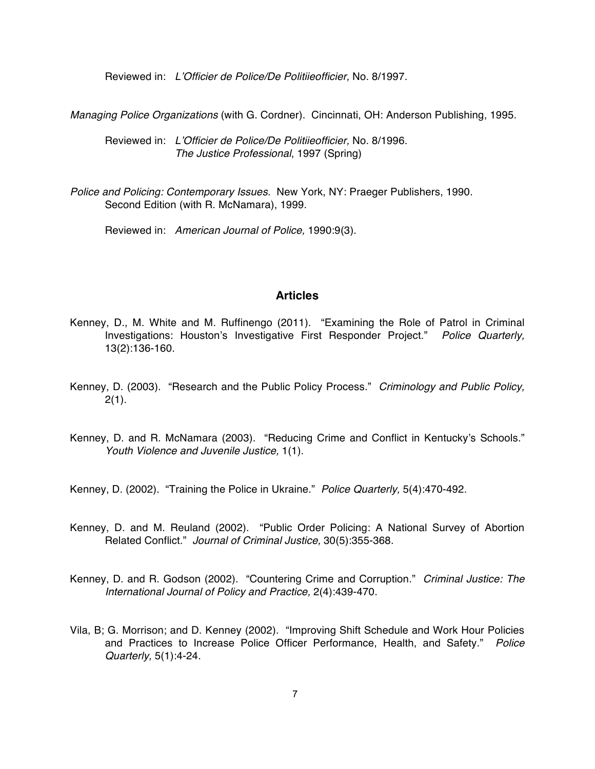Reviewed in: *L'Officier de Police/De Politiieofficier,* No. 8/1997.

*Managing Police Organizations* (with G. Cordner). Cincinnati, OH: Anderson Publishing, 1995.

Reviewed in: *L'Officier de Police/De Politiieofficier,* No. 8/1996.
*The Justice Professional*, 1997 (Spring)

*Police and Policing: Contemporary Issues.* New York, NY: Praeger Publishers, 1990.
Second Edition (with R. McNamara), 1999.

Reviewed in: *American Journal of Police,* 1990:9(3).

## Articles

Kenney, D., M. White and M. Ruffinengo (2011). "Examining the Role of Patrol in Criminal Investigations: Houston's Investigative First Responder Project." *Police Quarterly,* 13(2):136-160.

Kenney, D. (2003). "Research and the Public Policy Process." *Criminology and Public Policy,* 2(1).

Kenney, D. and R. McNamara (2003). "Reducing Crime and Conflict in Kentucky's Schools." *Youth Violence and Juvenile Justice,* 1(1).

Kenney, D. (2002). "Training the Police in Ukraine." *Police Quarterly,* 5(4):470-492.

Kenney, D. and M. Reuland (2002). "Public Order Policing: A National Survey of Abortion Related Conflict." *Journal of Criminal Justice,* 30(5):355-368.

Kenney, D. and R. Godson (2002). "Countering Crime and Corruption." *Criminal Justice: The International Journal of Policy and Practice,* 2(4):439-470.

Vila, B; G. Morrison; and D. Kenney (2002). "Improving Shift Schedule and Work Hour Policies and Practices to Increase Police Officer Performance, Health, and Safety." *Police Quarterly,* 5(1):4-24.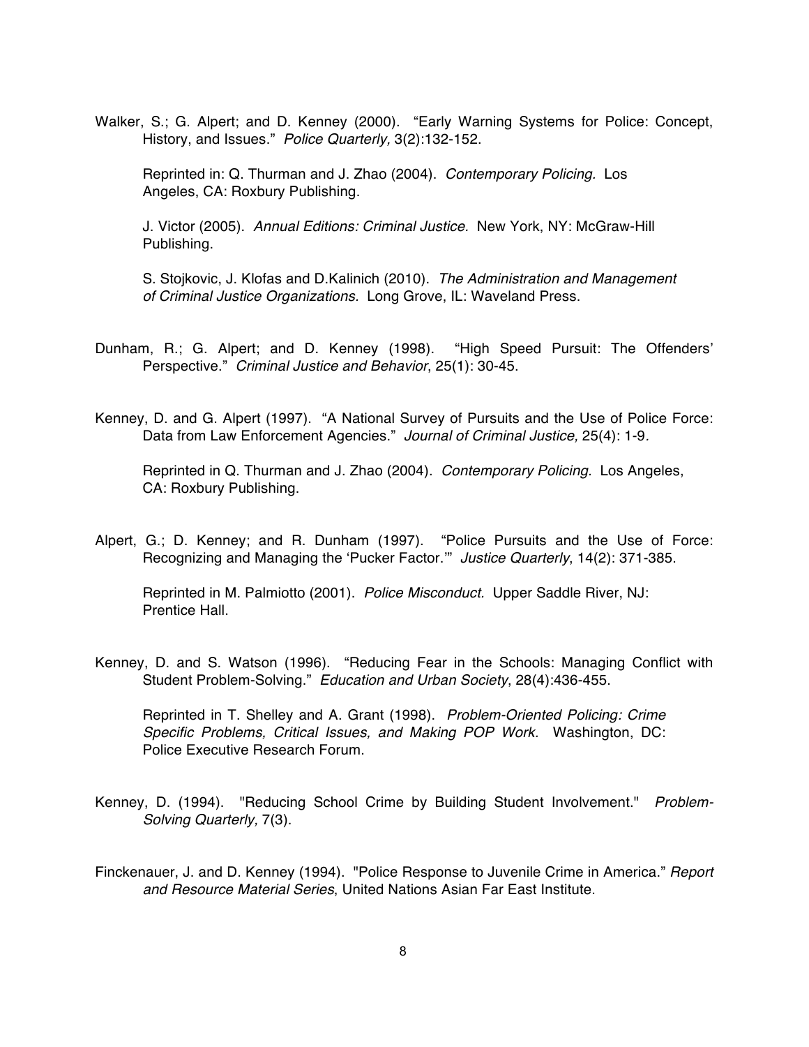Walker, S.; G. Alpert; and D. Kenney (2000). "Early Warning Systems for Police: Concept, History, and Issues." *Police Quarterly,* 3(2):132-152.

Reprinted in: Q. Thurman and J. Zhao (2004). *Contemporary Policing.* Los Angeles, CA: Roxbury Publishing.

J. Victor (2005). *Annual Editions: Criminal Justice.* New York, NY: McGraw-Hill Publishing.

S. Stojkovic, J. Klofas and D.Kalinich (2010). *The Administration and Management of Criminal Justice Organizations.* Long Grove, IL: Waveland Press.

Dunham, R.; G. Alpert; and D. Kenney (1998). "High Speed Pursuit: The Offenders' Perspective." *Criminal Justice and Behavior*, 25(1): 30-45.

Kenney, D. and G. Alpert (1997). "A National Survey of Pursuits and the Use of Police Force: Data from Law Enforcement Agencies." *Journal of Criminal Justice,* 25(4): 1-9.

Reprinted in Q. Thurman and J. Zhao (2004). *Contemporary Policing.* Los Angeles, CA: Roxbury Publishing.

Alpert, G.; D. Kenney; and R. Dunham (1997). "Police Pursuits and the Use of Force: Recognizing and Managing the 'Pucker Factor.'" *Justice Quarterly*, 14(2): 371-385.

Reprinted in M. Palmiotto (2001). *Police Misconduct.* Upper Saddle River, NJ: Prentice Hall.

Kenney, D. and S. Watson (1996). "Reducing Fear in the Schools: Managing Conflict with Student Problem-Solving." *Education and Urban Society*, 28(4):436-455.

Reprinted in T. Shelley and A. Grant (1998). *Problem-Oriented Policing: Crime Specific Problems, Critical Issues, and Making POP Work.* Washington, DC: Police Executive Research Forum.

Kenney, D. (1994). "Reducing School Crime by Building Student Involvement." *Problem-Solving Quarterly,* 7(3).

Finckenauer, J. and D. Kenney (1994). "Police Response to Juvenile Crime in America." *Report and Resource Material Series*, United Nations Asian Far East Institute.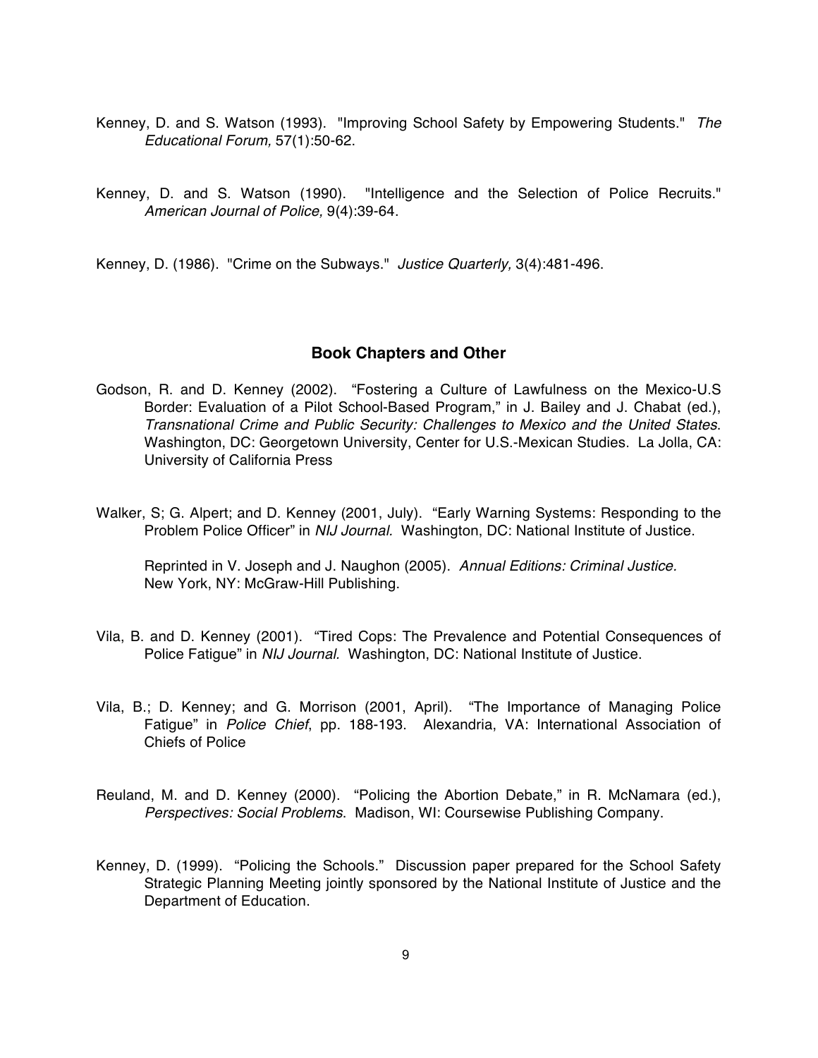Kenney, D. and S. Watson (1993). "Improving School Safety by Empowering Students." *The Educational Forum,* 57(1):50-62.

Kenney, D. and S. Watson (1990). "Intelligence and the Selection of Police Recruits." *American Journal of Police,* 9(4):39-64.

Kenney, D. (1986). "Crime on the Subways." *Justice Quarterly,* 3(4):481-496.

## Book Chapters and Other

Godson, R. and D. Kenney (2002). "Fostering a Culture of Lawfulness on the Mexico-U.S Border: Evaluation of a Pilot School-Based Program," in J. Bailey and J. Chabat (ed.), *Transnational Crime and Public Security: Challenges to Mexico and the United States*. Washington, DC: Georgetown University, Center for U.S.-Mexican Studies. La Jolla, CA: University of California Press

Walker, S; G. Alpert; and D. Kenney (2001, July). "Early Warning Systems: Responding to the Problem Police Officer" in *NIJ Journal.* Washington, DC: National Institute of Justice.

Reprinted in V. Joseph and J. Naughon (2005). *Annual Editions: Criminal Justice.* New York, NY: McGraw-Hill Publishing.

Vila, B. and D. Kenney (2001). "Tired Cops: The Prevalence and Potential Consequences of Police Fatigue" in *NIJ Journal*. Washington, DC: National Institute of Justice.

Vila, B.; D. Kenney; and G. Morrison (2001, April). "The Importance of Managing Police Fatigue" in *Police Chief*, pp. 188-193. Alexandria, VA: International Association of Chiefs of Police

Reuland, M. and D. Kenney (2000). "Policing the Abortion Debate," in R. McNamara (ed.), *Perspectives: Social Problems*. Madison, WI: Coursewise Publishing Company.

Kenney, D. (1999). "Policing the Schools." Discussion paper prepared for the School Safety Strategic Planning Meeting jointly sponsored by the National Institute of Justice and the Department of Education.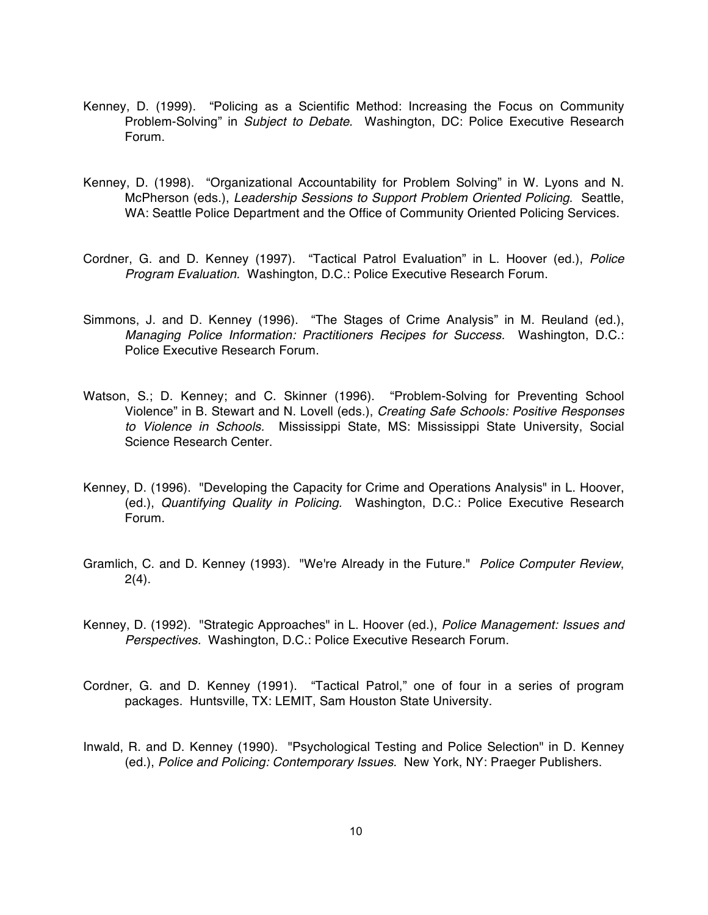Kenney, D. (1999). "Policing as a Scientific Method: Increasing the Focus on Community Problem-Solving" in *Subject to Debate*. Washington, DC: Police Executive Research Forum.

Kenney, D. (1998). "Organizational Accountability for Problem Solving" in W. Lyons and N. McPherson (eds.), *Leadership Sessions to Support Problem Oriented Policing*. Seattle, WA: Seattle Police Department and the Office of Community Oriented Policing Services.

Cordner, G. and D. Kenney (1997). "Tactical Patrol Evaluation" in L. Hoover (ed.), *Police Program Evaluation.* Washington, D.C.: Police Executive Research Forum.

Simmons, J. and D. Kenney (1996). "The Stages of Crime Analysis" in M. Reuland (ed.), *Managing Police Information: Practitioners Recipes for Success.* Washington, D.C.: Police Executive Research Forum.

Watson, S.; D. Kenney; and C. Skinner (1996). "Problem-Solving for Preventing School Violence" in B. Stewart and N. Lovell (eds.), *Creating Safe Schools: Positive Responses to Violence in Schools.* Mississippi State, MS: Mississippi State University, Social Science Research Center.

Kenney, D. (1996). "Developing the Capacity for Crime and Operations Analysis" in L. Hoover, (ed.), *Quantifying Quality in Policing.* Washington, D.C.: Police Executive Research Forum.

Gramlich, C. and D. Kenney (1993). "We're Already in the Future." *Police Computer Review*, 2(4).

Kenney, D. (1992). "Strategic Approaches" in L. Hoover (ed.), *Police Management: Issues and Perspectives.* Washington, D.C.: Police Executive Research Forum.

Cordner, G. and D. Kenney (1991). "Tactical Patrol," one of four in a series of program packages. Huntsville, TX: LEMIT, Sam Houston State University.

Inwald, R. and D. Kenney (1990). "Psychological Testing and Police Selection" in D. Kenney (ed.), *Police and Policing: Contemporary Issues.* New York, NY: Praeger Publishers.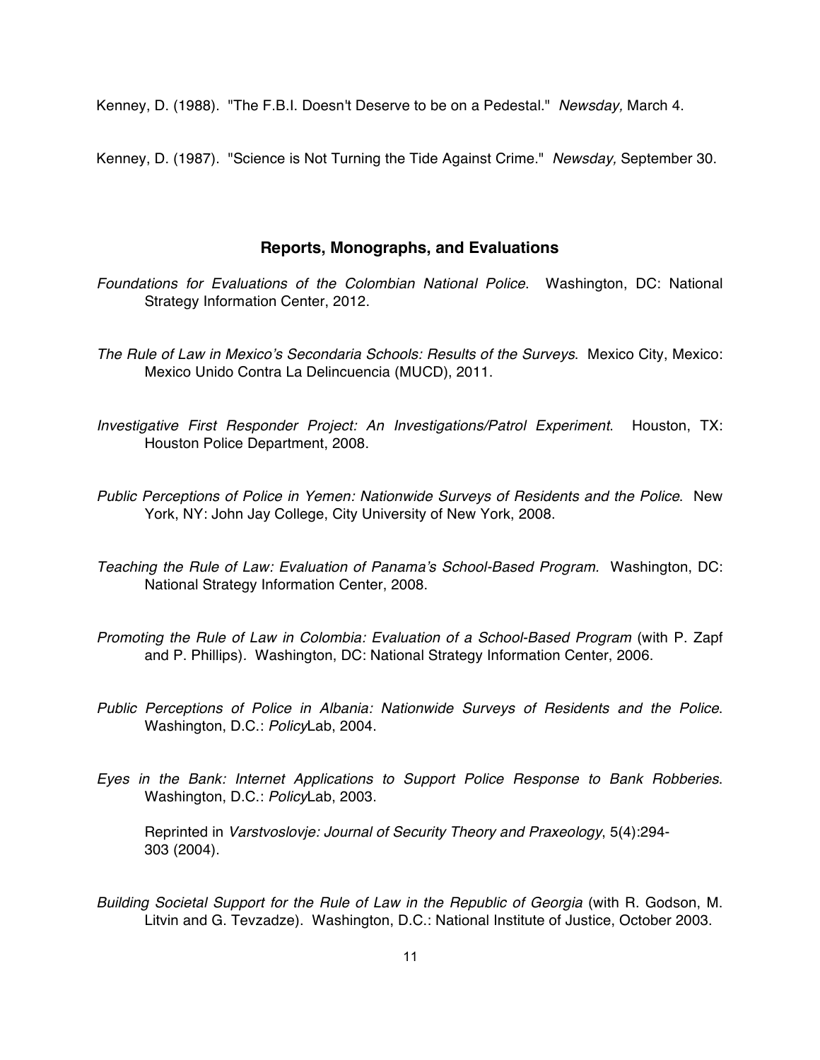Kenney, D. (1988). "The F.B.I. Doesn't Deserve to be on a Pedestal." *Newsday,* March 4.

Kenney, D. (1987). "Science is Not Turning the Tide Against Crime." *Newsday,* September 30.

## Reports, Monographs, and Evaluations

*Foundations for Evaluations of the Colombian National Police*. Washington, DC: National Strategy Information Center, 2012.

*The Rule of Law in Mexico's Secondaria Schools: Results of the Surveys*. Mexico City, Mexico: Mexico Unido Contra La Delincuencia (MUCD), 2011.

*Investigative First Responder Project: An Investigations/Patrol Experiment*. Houston, TX: Houston Police Department, 2008.

*Public Perceptions of Police in Yemen: Nationwide Surveys of Residents and the Police*. New York, NY: John Jay College, City University of New York, 2008.

*Teaching the Rule of Law: Evaluation of Panama's School-Based Program.* Washington, DC: National Strategy Information Center, 2008.

*Promoting the Rule of Law in Colombia: Evaluation of a School-Based Program* (with P. Zapf and P. Phillips). Washington, DC: National Strategy Information Center, 2006.

*Public Perceptions of Police in Albania: Nationwide Surveys of Residents and the Police*. Washington, D.C.: *Policy*Lab, 2004.

*Eyes in the Bank: Internet Applications to Support Police Response to Bank Robberies*. Washington, D.C.: *Policy*Lab, 2003.

Reprinted in *Varstvoslovje: Journal of Security Theory and Praxeology*, 5(4):294-303 (2004).

*Building Societal Support for the Rule of Law in the Republic of Georgia* (with R. Godson, M. Litvin and G. Tevzadze). Washington, D.C.: National Institute of Justice, October 2003.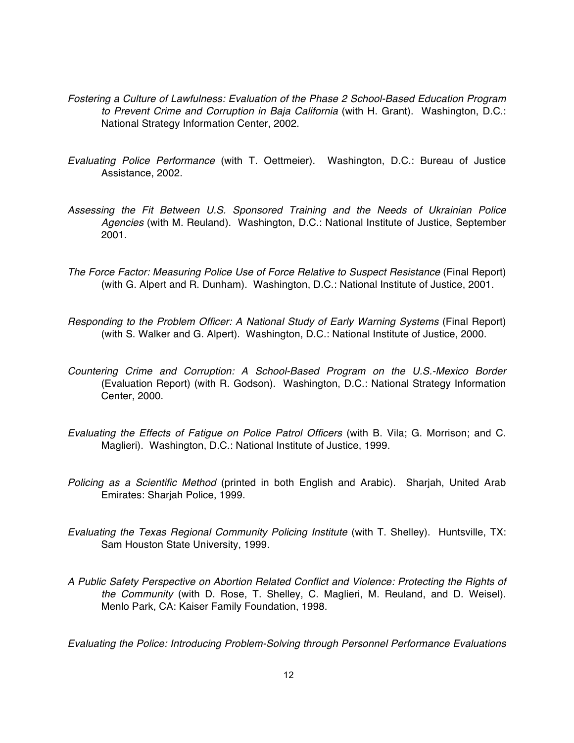*Fostering a Culture of Lawfulness: Evaluation of the Phase 2 School-Based Education Program to Prevent Crime and Corruption in Baja California* (with H. Grant). Washington, D.C.: National Strategy Information Center, 2002.

*Evaluating Police Performance* (with T. Oettmeier). Washington, D.C.: Bureau of Justice Assistance, 2002.

*Assessing the Fit Between U.S. Sponsored Training and the Needs of Ukrainian Police Agencies* (with M. Reuland). Washington, D.C.: National Institute of Justice, September 2001.

*The Force Factor: Measuring Police Use of Force Relative to Suspect Resistance* (Final Report) (with G. Alpert and R. Dunham). Washington, D.C.: National Institute of Justice, 2001.

*Responding to the Problem Officer: A National Study of Early Warning Systems* (Final Report) (with S. Walker and G. Alpert). Washington, D.C.: National Institute of Justice, 2000.

*Countering Crime and Corruption: A School-Based Program on the U.S.-Mexico Border* (Evaluation Report) (with R. Godson). Washington, D.C.: National Strategy Information Center, 2000.

*Evaluating the Effects of Fatigue on Police Patrol Officers* (with B. Vila; G. Morrison; and C. Maglieri). Washington, D.C.: National Institute of Justice, 1999.

*Policing as a Scientific Method* (printed in both English and Arabic). Sharjah, United Arab Emirates: Sharjah Police, 1999.

*Evaluating the Texas Regional Community Policing Institute* (with T. Shelley). Huntsville, TX: Sam Houston State University, 1999.

*A Public Safety Perspective on Abortion Related Conflict and Violence: Protecting the Rights of the Community* (with D. Rose, T. Shelley, C. Maglieri, M. Reuland, and D. Weisel). Menlo Park, CA: Kaiser Family Foundation, 1998.

*Evaluating the Police: Introducing Problem-Solving through Personnel Performance Evaluations*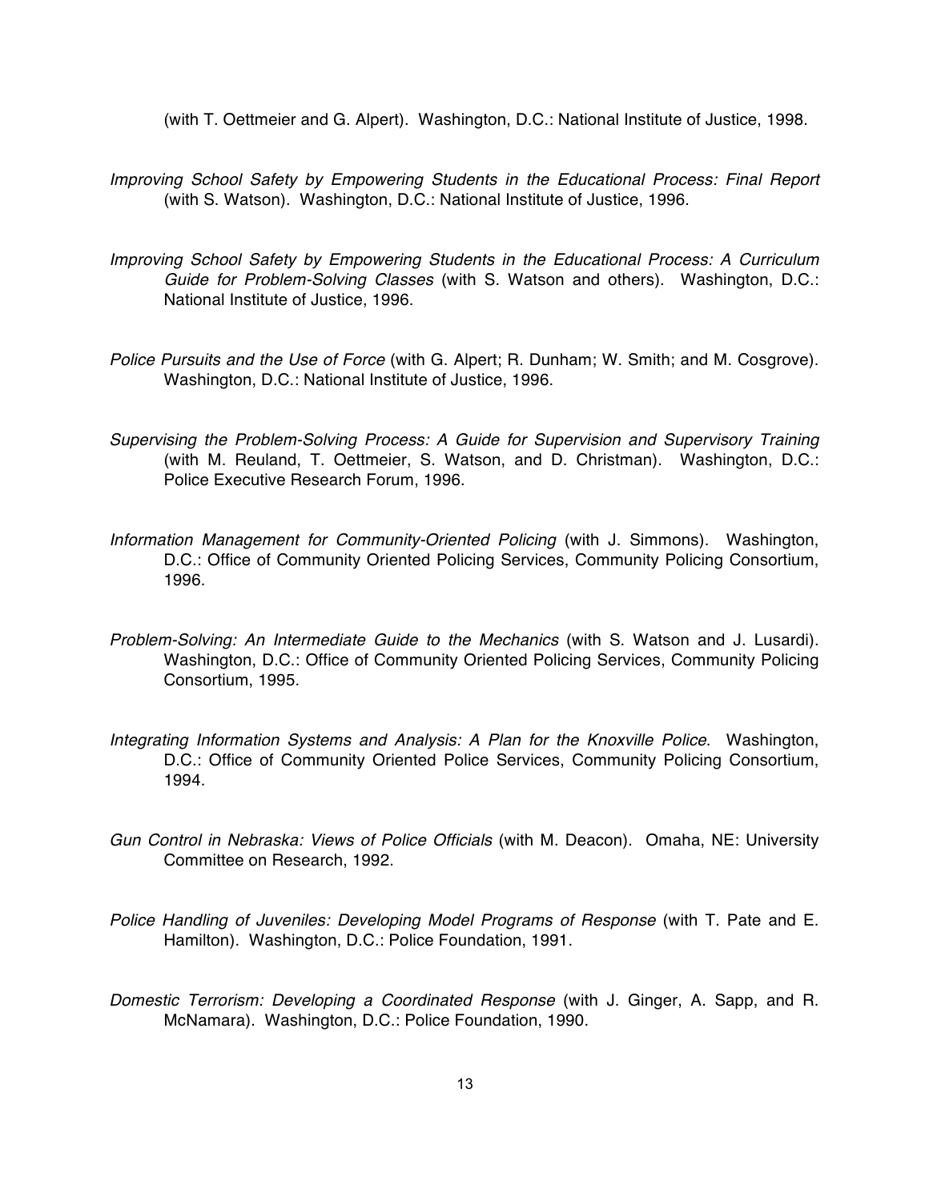(with T. Oettmeier and G. Alpert). Washington, D.C.: National Institute of Justice, 1998.

*Improving School Safety by Empowering Students in the Educational Process: Final Report* (with S. Watson). Washington, D.C.: National Institute of Justice, 1996.

*Improving School Safety by Empowering Students in the Educational Process: A Curriculum Guide for Problem-Solving Classes* (with S. Watson and others). Washington, D.C.: National Institute of Justice, 1996.

*Police Pursuits and the Use of Force* (with G. Alpert; R. Dunham; W. Smith; and M. Cosgrove). Washington, D.C.: National Institute of Justice, 1996.

*Supervising the Problem-Solving Process: A Guide for Supervision and Supervisory Training* (with M. Reuland, T. Oettmeier, S. Watson, and D. Christman). Washington, D.C.: Police Executive Research Forum, 1996.

*Information Management for Community-Oriented Policing* (with J. Simmons). Washington, D.C.: Office of Community Oriented Policing Services, Community Policing Consortium, 1996.

*Problem-Solving: An Intermediate Guide to the Mechanics* (with S. Watson and J. Lusardi). Washington, D.C.: Office of Community Oriented Policing Services, Community Policing Consortium, 1995.

*Integrating Information Systems and Analysis: A Plan for the Knoxville Police*. Washington, D.C.: Office of Community Oriented Police Services, Community Policing Consortium, 1994.

*Gun Control in Nebraska: Views of Police Officials* (with M. Deacon). Omaha, NE: University Committee on Research, 1992.

*Police Handling of Juveniles: Developing Model Programs of Response* (with T. Pate and E. Hamilton). Washington, D.C.: Police Foundation, 1991.

*Domestic Terrorism: Developing a Coordinated Response* (with J. Ginger, A. Sapp, and R. McNamara). Washington, D.C.: Police Foundation, 1990.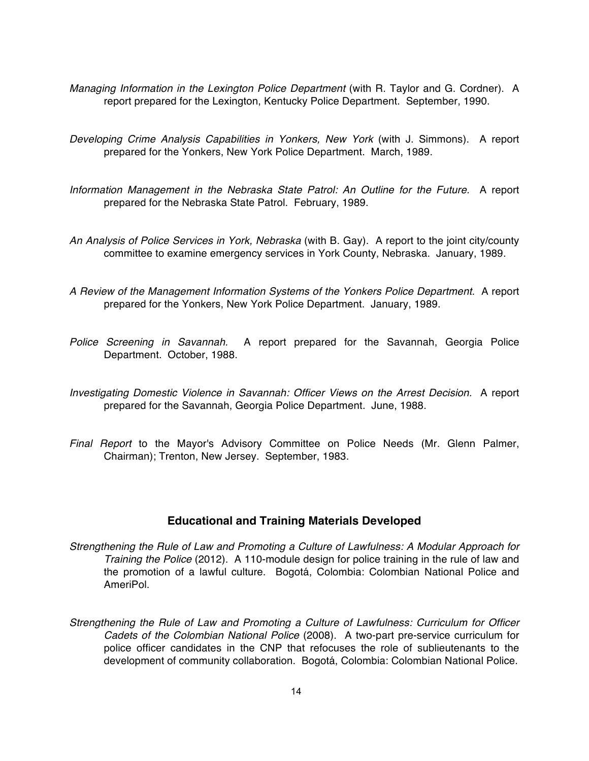*Managing Information in the Lexington Police Department* (with R. Taylor and G. Cordner). A report prepared for the Lexington, Kentucky Police Department. September, 1990.

*Developing Crime Analysis Capabilities in Yonkers, New York* (with J. Simmons). A report prepared for the Yonkers, New York Police Department. March, 1989.

*Information Management in the Nebraska State Patrol: An Outline for the Future.* A report prepared for the Nebraska State Patrol. February, 1989.

*An Analysis of Police Services in York, Nebraska* (with B. Gay). A report to the joint city/county committee to examine emergency services in York County, Nebraska. January, 1989.

*A Review of the Management Information Systems of the Yonkers Police Department.* A report prepared for the Yonkers, New York Police Department. January, 1989.

*Police Screening in Savannah.* A report prepared for the Savannah, Georgia Police Department. October, 1988.

*Investigating Domestic Violence in Savannah: Officer Views on the Arrest Decision.* A report prepared for the Savannah, Georgia Police Department. June, 1988.

*Final Report* to the Mayor's Advisory Committee on Police Needs (Mr. Glenn Palmer, Chairman); Trenton, New Jersey. September, 1983.

### Educational and Training Materials Developed

*Strengthening the Rule of Law and Promoting a Culture of Lawfulness: A Modular Approach for Training the Police* (2012). A 110-module design for police training in the rule of law and the promotion of a lawful culture. Bogotá, Colombia: Colombian National Police and AmeriPol.

*Strengthening the Rule of Law and Promoting a Culture of Lawfulness: Curriculum for Officer Cadets of the Colombian National Police* (2008). A two-part pre-service curriculum for police officer candidates in the CNP that refocuses the role of sublieutenants to the development of community collaboration. Bogotá, Colombia: Colombian National Police.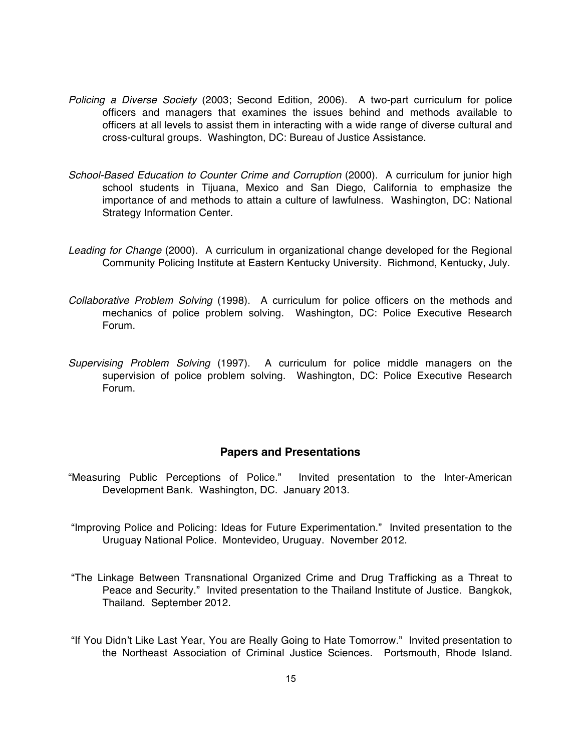*Policing a Diverse Society* (2003; Second Edition, 2006). A two-part curriculum for police officers and managers that examines the issues behind and methods available to officers at all levels to assist them in interacting with a wide range of diverse cultural and cross-cultural groups. Washington, DC: Bureau of Justice Assistance.

*School-Based Education to Counter Crime and Corruption* (2000). A curriculum for junior high school students in Tijuana, Mexico and San Diego, California to emphasize the importance of and methods to attain a culture of lawfulness. Washington, DC: National Strategy Information Center.

*Leading for Change* (2000). A curriculum in organizational change developed for the Regional Community Policing Institute at Eastern Kentucky University. Richmond, Kentucky, July.

*Collaborative Problem Solving* (1998). A curriculum for police officers on the methods and mechanics of police problem solving. Washington, DC: Police Executive Research Forum.

*Supervising Problem Solving* (1997). A curriculum for police middle managers on the supervision of police problem solving. Washington, DC: Police Executive Research Forum.

## Papers and Presentations

"Measuring Public Perceptions of Police." Invited presentation to the Inter-American Development Bank. Washington, DC. January 2013.

"Improving Police and Policing: Ideas for Future Experimentation." Invited presentation to the Uruguay National Police. Montevideo, Uruguay. November 2012.

"The Linkage Between Transnational Organized Crime and Drug Trafficking as a Threat to Peace and Security." Invited presentation to the Thailand Institute of Justice. Bangkok, Thailand. September 2012.

"If You Didn't Like Last Year, You are Really Going to Hate Tomorrow." Invited presentation to the Northeast Association of Criminal Justice Sciences. Portsmouth, Rhode Island.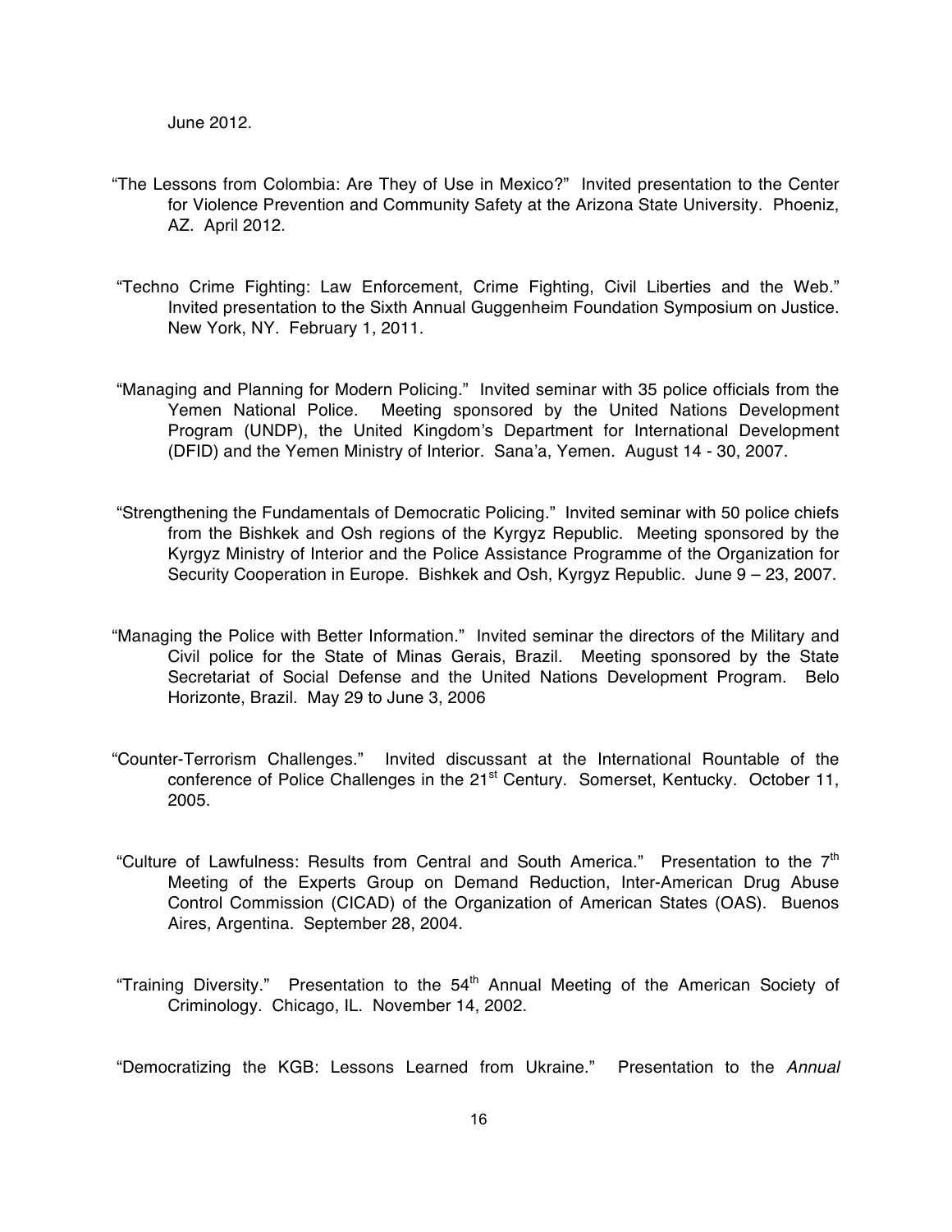June 2012.

"The Lessons from Colombia: Are They of Use in Mexico?" Invited presentation to the Center for Violence Prevention and Community Safety at the Arizona State University. Phoeniz, AZ. April 2012.

"Techno Crime Fighting: Law Enforcement, Crime Fighting, Civil Liberties and the Web." Invited presentation to the Sixth Annual Guggenheim Foundation Symposium on Justice. New York, NY. February 1, 2011.

"Managing and Planning for Modern Policing." Invited seminar with 35 police officials from the Yemen National Police. Meeting sponsored by the United Nations Development Program (UNDP), the United Kingdom's Department for International Development (DFID) and the Yemen Ministry of Interior. Sana'a, Yemen. August 14 - 30, 2007.

"Strengthening the Fundamentals of Democratic Policing." Invited seminar with 50 police chiefs from the Bishkek and Osh regions of the Kyrgyz Republic. Meeting sponsored by the Kyrgyz Ministry of Interior and the Police Assistance Programme of the Organization for Security Cooperation in Europe. Bishkek and Osh, Kyrgyz Republic. June 9 – 23, 2007.

"Managing the Police with Better Information." Invited seminar the directors of the Military and Civil police for the State of Minas Gerais, Brazil. Meeting sponsored by the State Secretariat of Social Defense and the United Nations Development Program. Belo Horizonte, Brazil. May 29 to June 3, 2006

"Counter-Terrorism Challenges." Invited discussant at the International Rountable of the conference of Police Challenges in the 21st Century. Somerset, Kentucky. October 11, 2005.

"Culture of Lawfulness: Results from Central and South America." Presentation to the 7th Meeting of the Experts Group on Demand Reduction, Inter-American Drug Abuse Control Commission (CICAD) of the Organization of American States (OAS). Buenos Aires, Argentina. September 28, 2004.

"Training Diversity." Presentation to the 54th Annual Meeting of the American Society of Criminology. Chicago, IL. November 14, 2002.

"Democratizing the KGB: Lessons Learned from Ukraine." Presentation to the *Annual*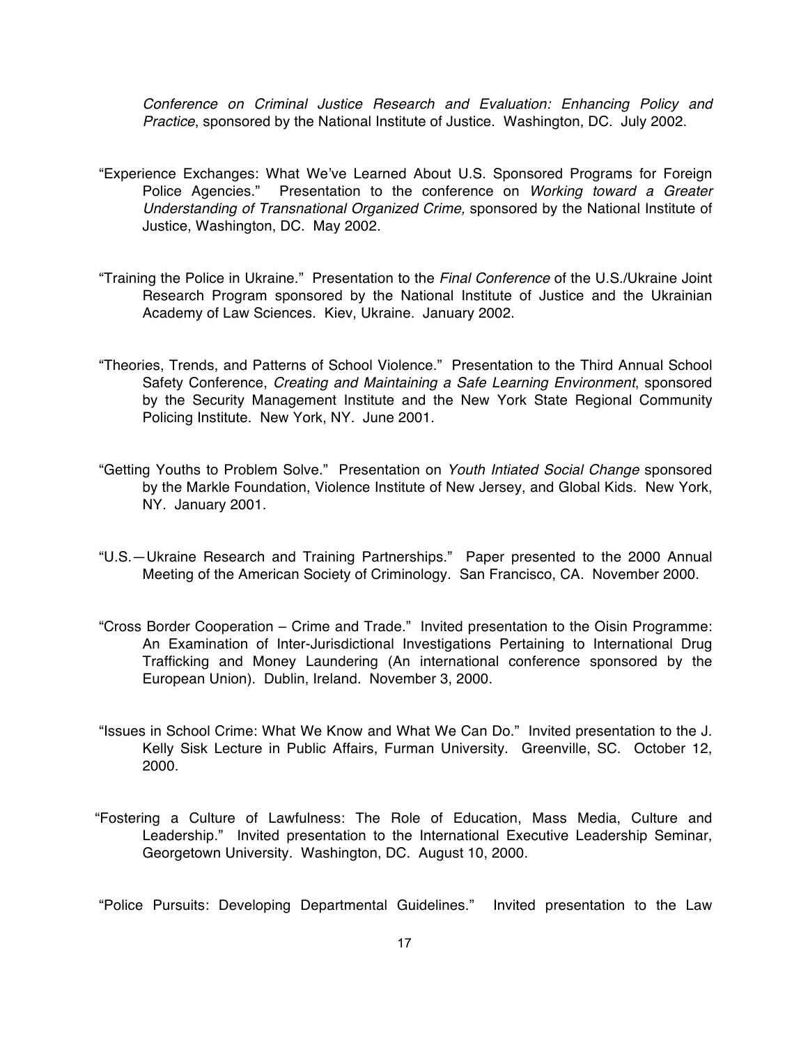*Conference on Criminal Justice Research and Evaluation: Enhancing Policy and Practice*, sponsored by the National Institute of Justice. Washington, DC. July 2002.

"Experience Exchanges: What We've Learned About U.S. Sponsored Programs for Foreign Police Agencies." Presentation to the conference on *Working toward a Greater Understanding of Transnational Organized Crime,* sponsored by the National Institute of Justice, Washington, DC. May 2002.

"Training the Police in Ukraine." Presentation to the *Final Conference* of the U.S./Ukraine Joint Research Program sponsored by the National Institute of Justice and the Ukrainian Academy of Law Sciences. Kiev, Ukraine. January 2002.

"Theories, Trends, and Patterns of School Violence." Presentation to the Third Annual School Safety Conference, *Creating and Maintaining a Safe Learning Environment*, sponsored by the Security Management Institute and the New York State Regional Community Policing Institute. New York, NY. June 2001.

"Getting Youths to Problem Solve." Presentation on *Youth Intiated Social Change* sponsored by the Markle Foundation, Violence Institute of New Jersey, and Global Kids. New York, NY. January 2001.

"U.S.—Ukraine Research and Training Partnerships." Paper presented to the 2000 Annual Meeting of the American Society of Criminology. San Francisco, CA. November 2000.

"Cross Border Cooperation – Crime and Trade." Invited presentation to the Oisin Programme: An Examination of Inter-Jurisdictional Investigations Pertaining to International Drug Trafficking and Money Laundering (An international conference sponsored by the European Union). Dublin, Ireland. November 3, 2000.

"Issues in School Crime: What We Know and What We Can Do." Invited presentation to the J. Kelly Sisk Lecture in Public Affairs, Furman University. Greenville, SC. October 12, 2000.

"Fostering a Culture of Lawfulness: The Role of Education, Mass Media, Culture and Leadership." Invited presentation to the International Executive Leadership Seminar, Georgetown University. Washington, DC. August 10, 2000.

"Police Pursuits: Developing Departmental Guidelines." Invited presentation to the Law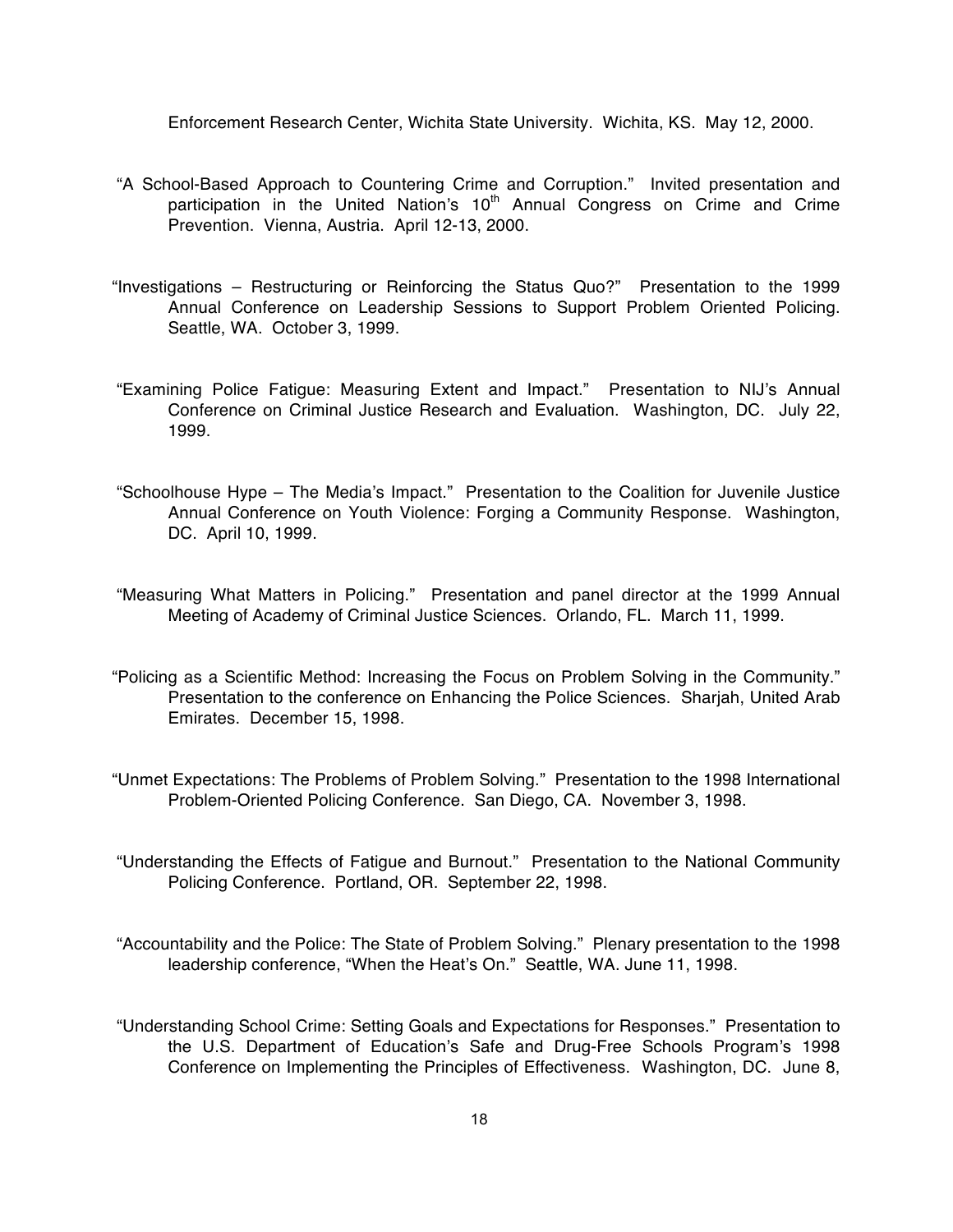Enforcement Research Center, Wichita State University. Wichita, KS. May 12, 2000.

"A School-Based Approach to Countering Crime and Corruption." Invited presentation and participation in the United Nation's 10th Annual Congress on Crime and Crime Prevention. Vienna, Austria. April 12-13, 2000.

"Investigations – Restructuring or Reinforcing the Status Quo?" Presentation to the 1999 Annual Conference on Leadership Sessions to Support Problem Oriented Policing. Seattle, WA. October 3, 1999.

"Examining Police Fatigue: Measuring Extent and Impact." Presentation to NIJ's Annual Conference on Criminal Justice Research and Evaluation. Washington, DC. July 22, 1999.

"Schoolhouse Hype – The Media's Impact." Presentation to the Coalition for Juvenile Justice Annual Conference on Youth Violence: Forging a Community Response. Washington, DC. April 10, 1999.

"Measuring What Matters in Policing." Presentation and panel director at the 1999 Annual Meeting of Academy of Criminal Justice Sciences. Orlando, FL. March 11, 1999.

"Policing as a Scientific Method: Increasing the Focus on Problem Solving in the Community." Presentation to the conference on Enhancing the Police Sciences. Sharjah, United Arab Emirates. December 15, 1998.

"Unmet Expectations: The Problems of Problem Solving." Presentation to the 1998 International Problem-Oriented Policing Conference. San Diego, CA. November 3, 1998.

"Understanding the Effects of Fatigue and Burnout." Presentation to the National Community Policing Conference. Portland, OR. September 22, 1998.

"Accountability and the Police: The State of Problem Solving." Plenary presentation to the 1998 leadership conference, "When the Heat's On." Seattle, WA. June 11, 1998.

"Understanding School Crime: Setting Goals and Expectations for Responses." Presentation to the U.S. Department of Education's Safe and Drug-Free Schools Program's 1998 Conference on Implementing the Principles of Effectiveness. Washington, DC. June 8,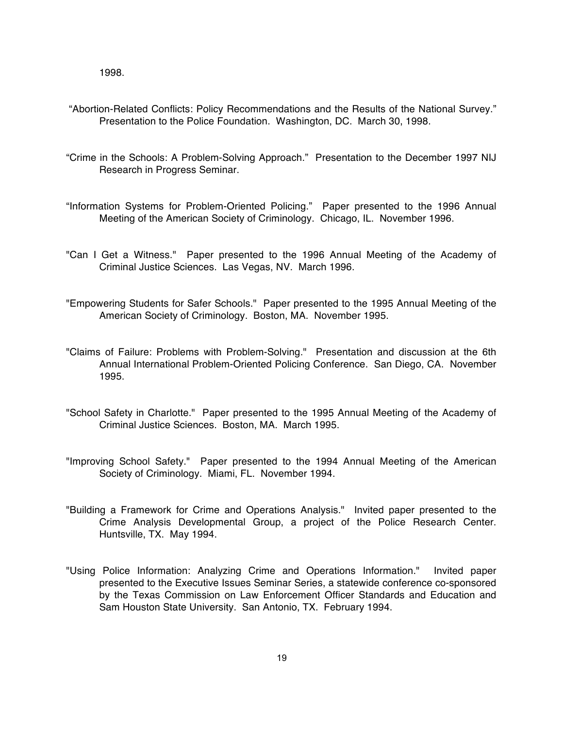1998.

"Abortion-Related Conflicts: Policy Recommendations and the Results of the National Survey." Presentation to the Police Foundation. Washington, DC. March 30, 1998.

"Crime in the Schools: A Problem-Solving Approach." Presentation to the December 1997 NIJ Research in Progress Seminar.

"Information Systems for Problem-Oriented Policing." Paper presented to the 1996 Annual Meeting of the American Society of Criminology. Chicago, IL. November 1996.

"Can I Get a Witness." Paper presented to the 1996 Annual Meeting of the Academy of Criminal Justice Sciences. Las Vegas, NV. March 1996.

"Empowering Students for Safer Schools." Paper presented to the 1995 Annual Meeting of the American Society of Criminology. Boston, MA. November 1995.

"Claims of Failure: Problems with Problem-Solving." Presentation and discussion at the 6th Annual International Problem-Oriented Policing Conference. San Diego, CA. November 1995.

"School Safety in Charlotte." Paper presented to the 1995 Annual Meeting of the Academy of Criminal Justice Sciences. Boston, MA. March 1995.

"Improving School Safety." Paper presented to the 1994 Annual Meeting of the American Society of Criminology. Miami, FL. November 1994.

"Building a Framework for Crime and Operations Analysis." Invited paper presented to the Crime Analysis Developmental Group, a project of the Police Research Center. Huntsville, TX. May 1994.

"Using Police Information: Analyzing Crime and Operations Information." Invited paper presented to the Executive Issues Seminar Series, a statewide conference co-sponsored by the Texas Commission on Law Enforcement Officer Standards and Education and Sam Houston State University. San Antonio, TX. February 1994.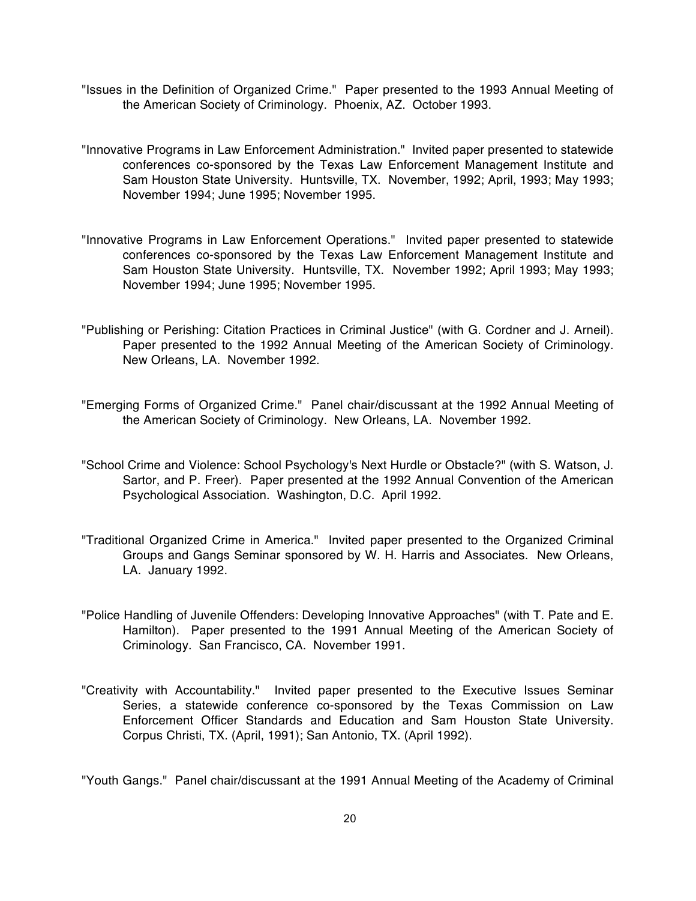"Issues in the Definition of Organized Crime." Paper presented to the 1993 Annual Meeting of the American Society of Criminology. Phoenix, AZ. October 1993.

"Innovative Programs in Law Enforcement Administration." Invited paper presented to statewide conferences co-sponsored by the Texas Law Enforcement Management Institute and Sam Houston State University. Huntsville, TX. November, 1992; April, 1993; May 1993; November 1994; June 1995; November 1995.

"Innovative Programs in Law Enforcement Operations." Invited paper presented to statewide conferences co-sponsored by the Texas Law Enforcement Management Institute and Sam Houston State University. Huntsville, TX. November 1992; April 1993; May 1993; November 1994; June 1995; November 1995.

"Publishing or Perishing: Citation Practices in Criminal Justice" (with G. Cordner and J. Arneil). Paper presented to the 1992 Annual Meeting of the American Society of Criminology. New Orleans, LA. November 1992.

"Emerging Forms of Organized Crime." Panel chair/discussant at the 1992 Annual Meeting of the American Society of Criminology. New Orleans, LA. November 1992.

"School Crime and Violence: School Psychology's Next Hurdle or Obstacle?" (with S. Watson, J. Sartor, and P. Freer). Paper presented at the 1992 Annual Convention of the American Psychological Association. Washington, D.C. April 1992.

"Traditional Organized Crime in America." Invited paper presented to the Organized Criminal Groups and Gangs Seminar sponsored by W. H. Harris and Associates. New Orleans, LA. January 1992.

"Police Handling of Juvenile Offenders: Developing Innovative Approaches" (with T. Pate and E. Hamilton). Paper presented to the 1991 Annual Meeting of the American Society of Criminology. San Francisco, CA. November 1991.

"Creativity with Accountability." Invited paper presented to the Executive Issues Seminar Series, a statewide conference co-sponsored by the Texas Commission on Law Enforcement Officer Standards and Education and Sam Houston State University. Corpus Christi, TX. (April, 1991); San Antonio, TX. (April 1992).

"Youth Gangs." Panel chair/discussant at the 1991 Annual Meeting of the Academy of Criminal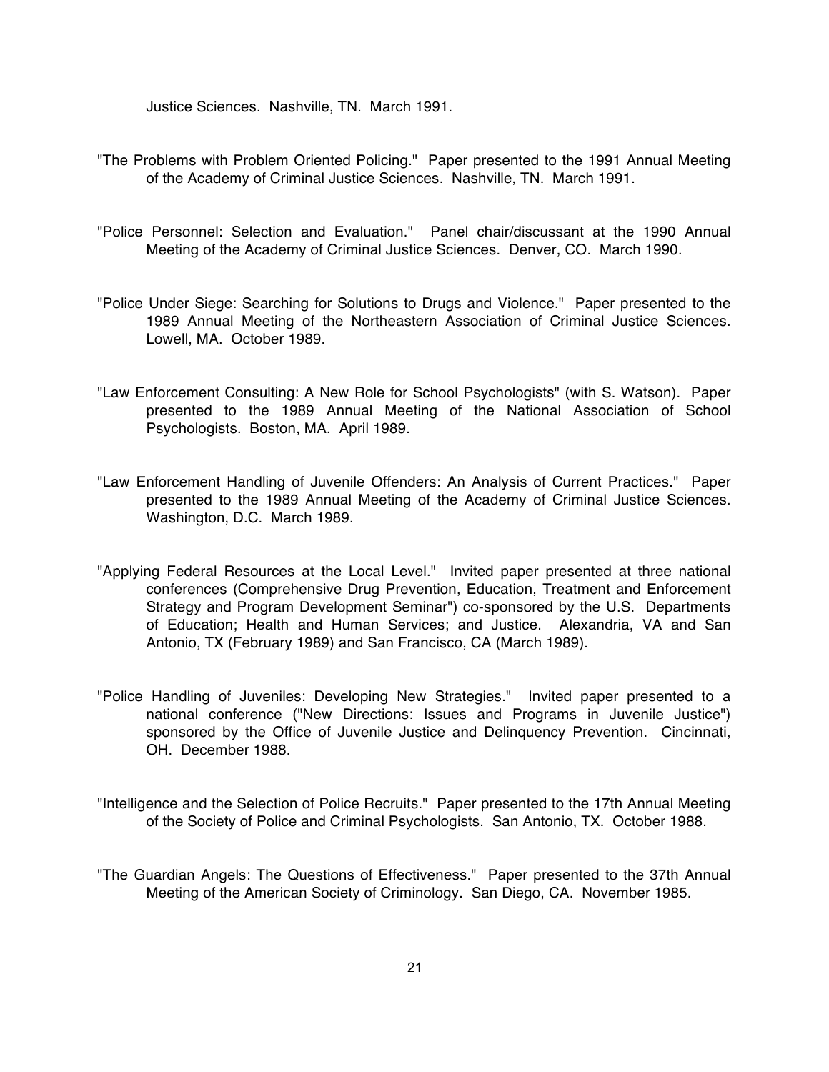Justice Sciences. Nashville, TN. March 1991.

"The Problems with Problem Oriented Policing." Paper presented to the 1991 Annual Meeting of the Academy of Criminal Justice Sciences. Nashville, TN. March 1991.

"Police Personnel: Selection and Evaluation." Panel chair/discussant at the 1990 Annual Meeting of the Academy of Criminal Justice Sciences. Denver, CO. March 1990.

"Police Under Siege: Searching for Solutions to Drugs and Violence." Paper presented to the 1989 Annual Meeting of the Northeastern Association of Criminal Justice Sciences. Lowell, MA. October 1989.

"Law Enforcement Consulting: A New Role for School Psychologists" (with S. Watson). Paper presented to the 1989 Annual Meeting of the National Association of School Psychologists. Boston, MA. April 1989.

"Law Enforcement Handling of Juvenile Offenders: An Analysis of Current Practices." Paper presented to the 1989 Annual Meeting of the Academy of Criminal Justice Sciences. Washington, D.C. March 1989.

"Applying Federal Resources at the Local Level." Invited paper presented at three national conferences (Comprehensive Drug Prevention, Education, Treatment and Enforcement Strategy and Program Development Seminar") co-sponsored by the U.S. Departments of Education; Health and Human Services; and Justice. Alexandria, VA and San Antonio, TX (February 1989) and San Francisco, CA (March 1989).

"Police Handling of Juveniles: Developing New Strategies." Invited paper presented to a national conference ("New Directions: Issues and Programs in Juvenile Justice") sponsored by the Office of Juvenile Justice and Delinquency Prevention. Cincinnati, OH. December 1988.

"Intelligence and the Selection of Police Recruits." Paper presented to the 17th Annual Meeting of the Society of Police and Criminal Psychologists. San Antonio, TX. October 1988.

"The Guardian Angels: The Questions of Effectiveness." Paper presented to the 37th Annual Meeting of the American Society of Criminology. San Diego, CA. November 1985.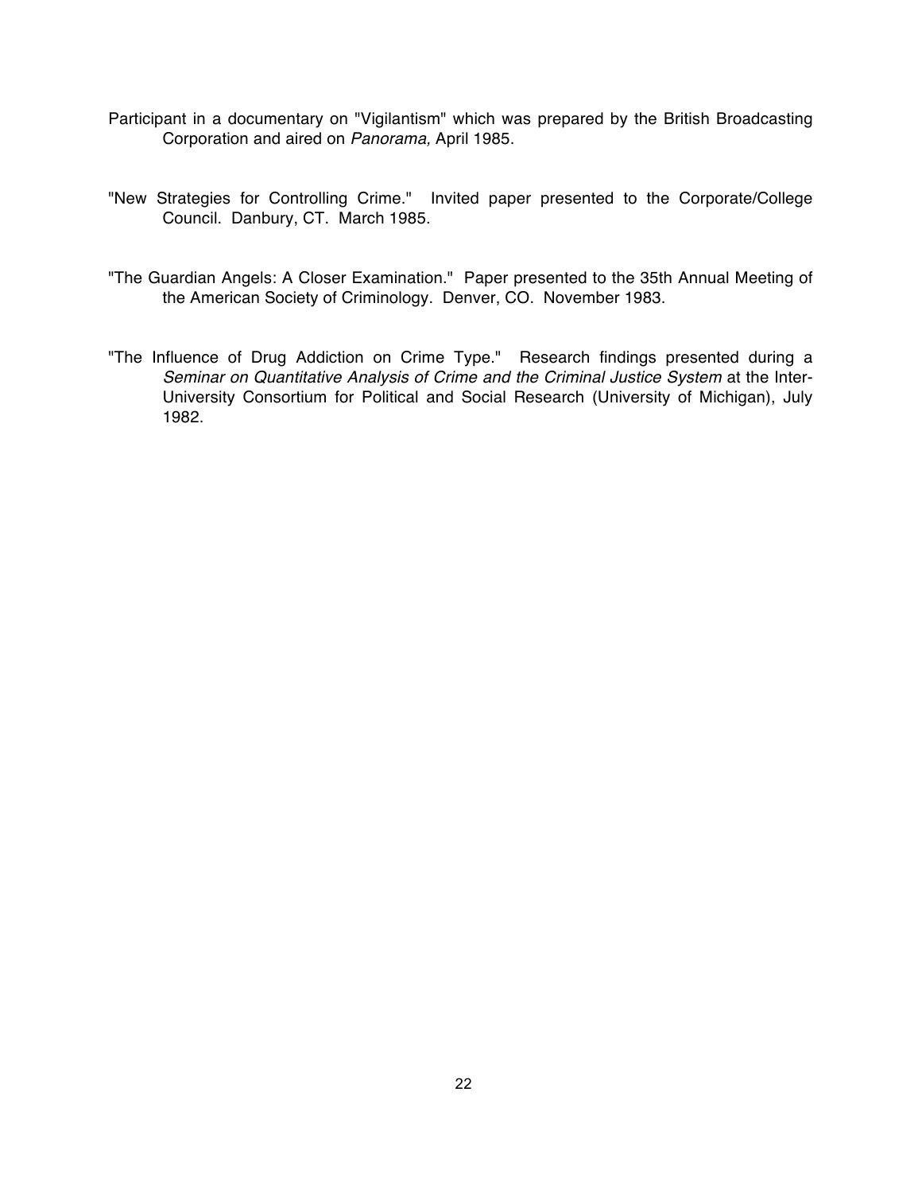Participant in a documentary on "Vigilantism" which was prepared by the British Broadcasting Corporation and aired on *Panorama,* April 1985.

"New Strategies for Controlling Crime." Invited paper presented to the Corporate/College Council. Danbury, CT. March 1985.

"The Guardian Angels: A Closer Examination." Paper presented to the 35th Annual Meeting of the American Society of Criminology. Denver, CO. November 1983.

"The Influence of Drug Addiction on Crime Type." Research findings presented during a *Seminar on Quantitative Analysis of Crime and the Criminal Justice System* at the Inter-University Consortium for Political and Social Research (University of Michigan), July 1982.